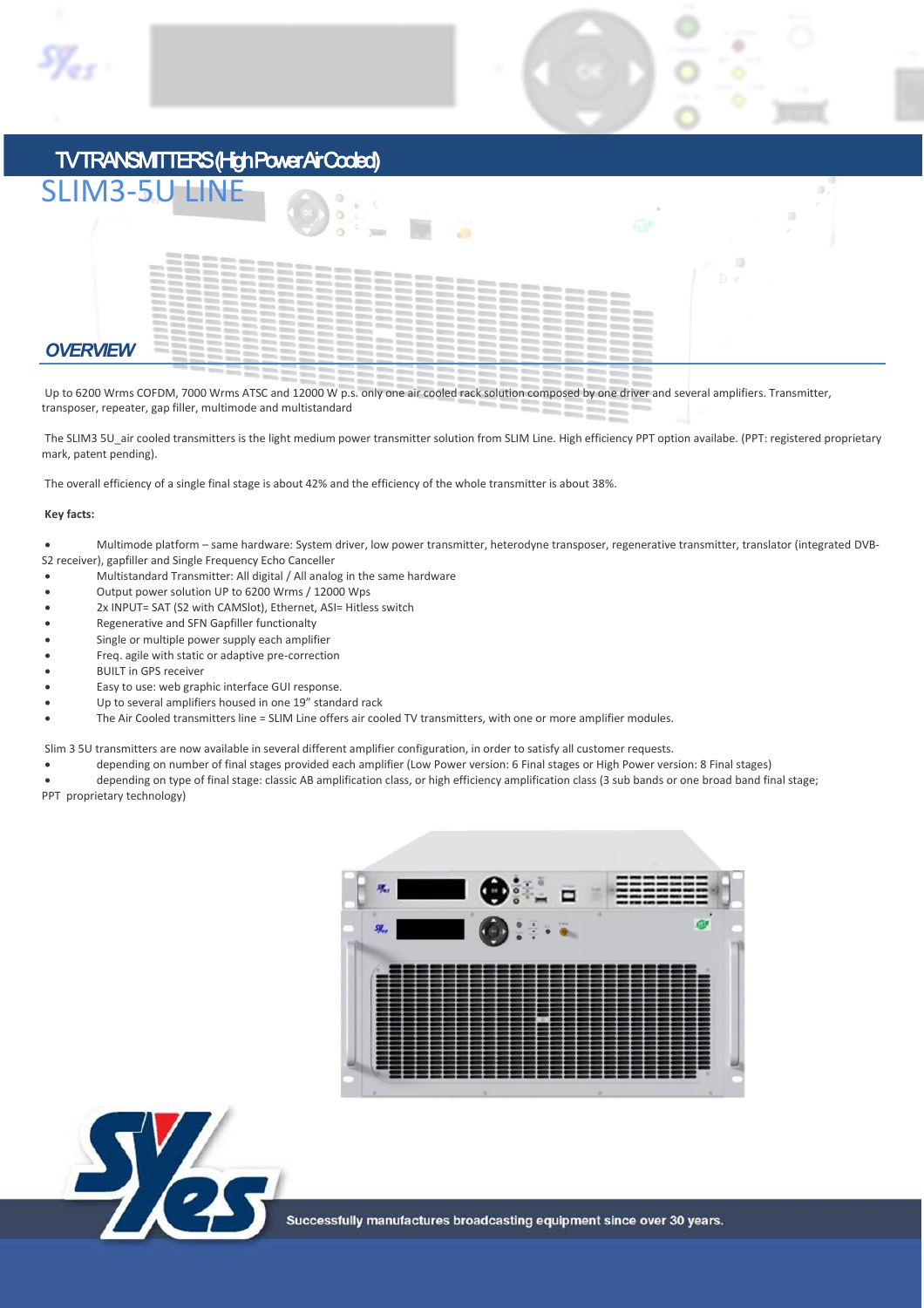# TV TRANSMITTERS (High Power Air Cooled)

## SLIM3-5U LINE

### OVERVIEW

Up to 6200 Wrms COFDM, 7000 Wrms ATSC and 12000 W p.s. only one air cooled rack solution composed by one driver and several amplifiers. Transmitter, transposer, repeater, gap filler, multimode and multistandard

The SLIM3 5U_air cooled transmitters is the light medium power transmitter solution from SLIM Line. High efficiency PPT option availabe. (PPT: registered proprietary mark, patent pending).

The overall efficiency of a single final stage is about 42% and the efficiency of the whole transmitter is about 38%.

**Key facts:**

- Multimode platform – same hardware: System driver, low power transmitter, heterodyne transposer, regenerative transmitter, translator (integrated DVB-S2 receiver), gapfiller and Single Frequency Echo Canceller
- Multistandard Transmitter: All digital / All analog in the same hardware
- Output power solution UP to 6200 Wrms / 12000 Wps
- 2x INPUT= SAT (S2 with CAMSlot), Ethernet, ASI= Hitless switch
- Regenerative and SFN Gapfiller functionalty
- Single or multiple power supply each amplifier
- Freq. agile with static or adaptive pre-correction
- BUILT in GPS receiver
- Easy to use: web graphic interface GUI response.
- Up to several amplifiers housed in one 19" standard rack
- The Air Cooled transmitters line = SLIM Line offers air cooled TV transmitters, with one or more amplifier modules.

Slim 3 5U transmitters are now available in several different amplifier configuration, in order to satisfy all customer requests.

- depending on number of final stages provided each amplifier (Low Power version: 6 Final stages or High Power version: 8 Final stages)
- depending on type of final stage: classic AB amplification class, or high efficiency amplification class (3 sub bands or one broad band final stage; PPT proprietary technology)

Successfully manufactures broadcasting equipment since over 30 years.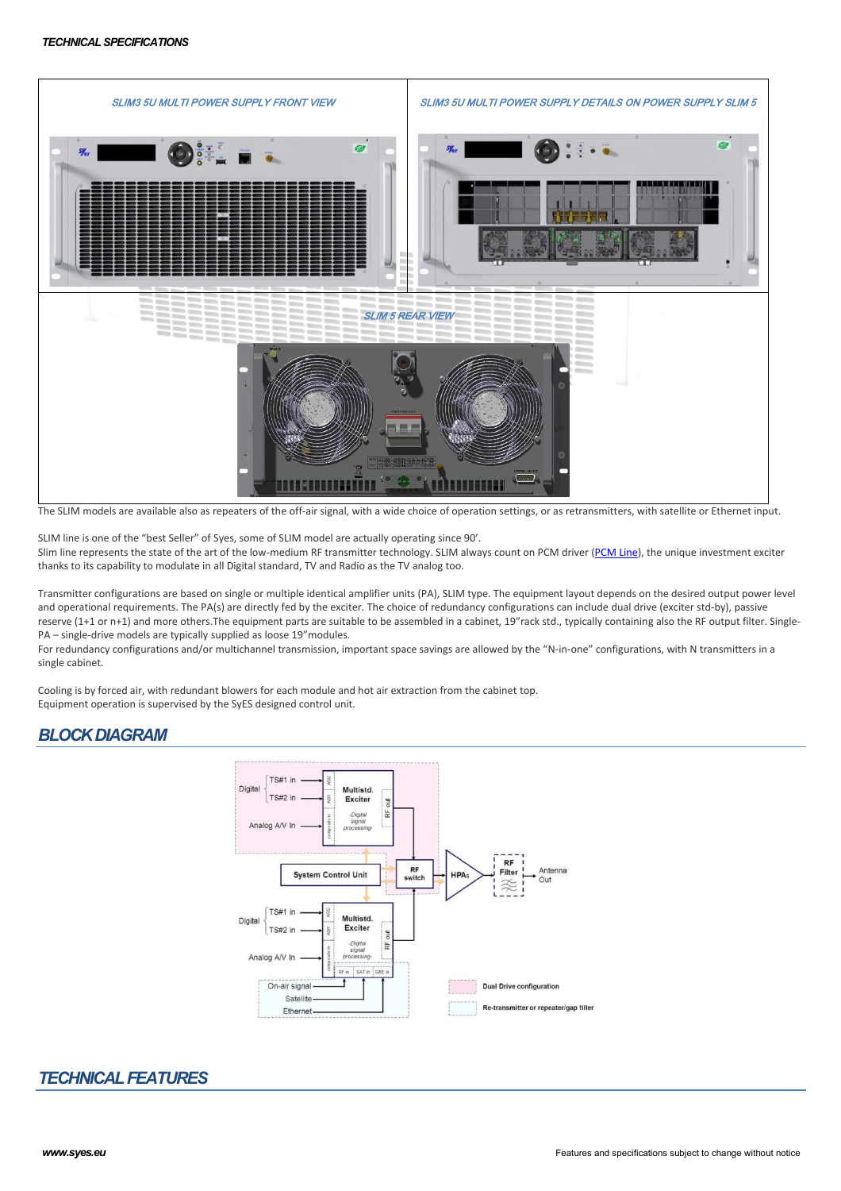*TECHNICAL SPECIFICATIONS*

| *SLIM3 5U MULTI POWER SUPPLY FRONT VIEW* | *SLIM3 5U MULTI POWER SUPPLY DETAILS ON POWER SUPPLY SLIM 5* |
| --- | --- |
| *SLIM 5 REAR VIEW* | |

The SLIM models are available also as repeaters of the off-air signal, with a wide choice of operation settings, or as retransmitters, with satellite or Ethernet input.

SLIM line is one of the "best Seller" of Syes, some of SLIM model are actually operating since 90'.
Slim line represents the state of the art of the low-medium RF transmitter technology. SLIM always count on PCM driver (PCM Line), the unique investment exciter thanks to its capability to modulate in all Digital standard, TV and Radio as the TV analog too.

Transmitter configurations are based on single or multiple identical amplifier units (PA), SLIM type. The equipment layout depends on the desired output power level and operational requirements. The PA(s) are directly fed by the exciter. The choice of redundancy configurations can include dual drive (exciter std-by), passive reserve (1+1 or n+1) and more others.The equipment parts are suitable to be assembled in a cabinet, 19"rack std., typically containing also the RF output filter. Single-PA – single-drive models are typically supplied as loose 19"modules.
For redundancy configurations and/or multichannel transmission, important space savings are allowed by the "N-in-one" configurations, with N transmitters in a single cabinet.

Cooling is by forced air, with redundant blowers for each module and hot air extraction from the cabinet top.
Equipment operation is supervised by the SyES designed control unit.

## *BLOCK DIAGRAM*

## *TECHNICAL FEATURES*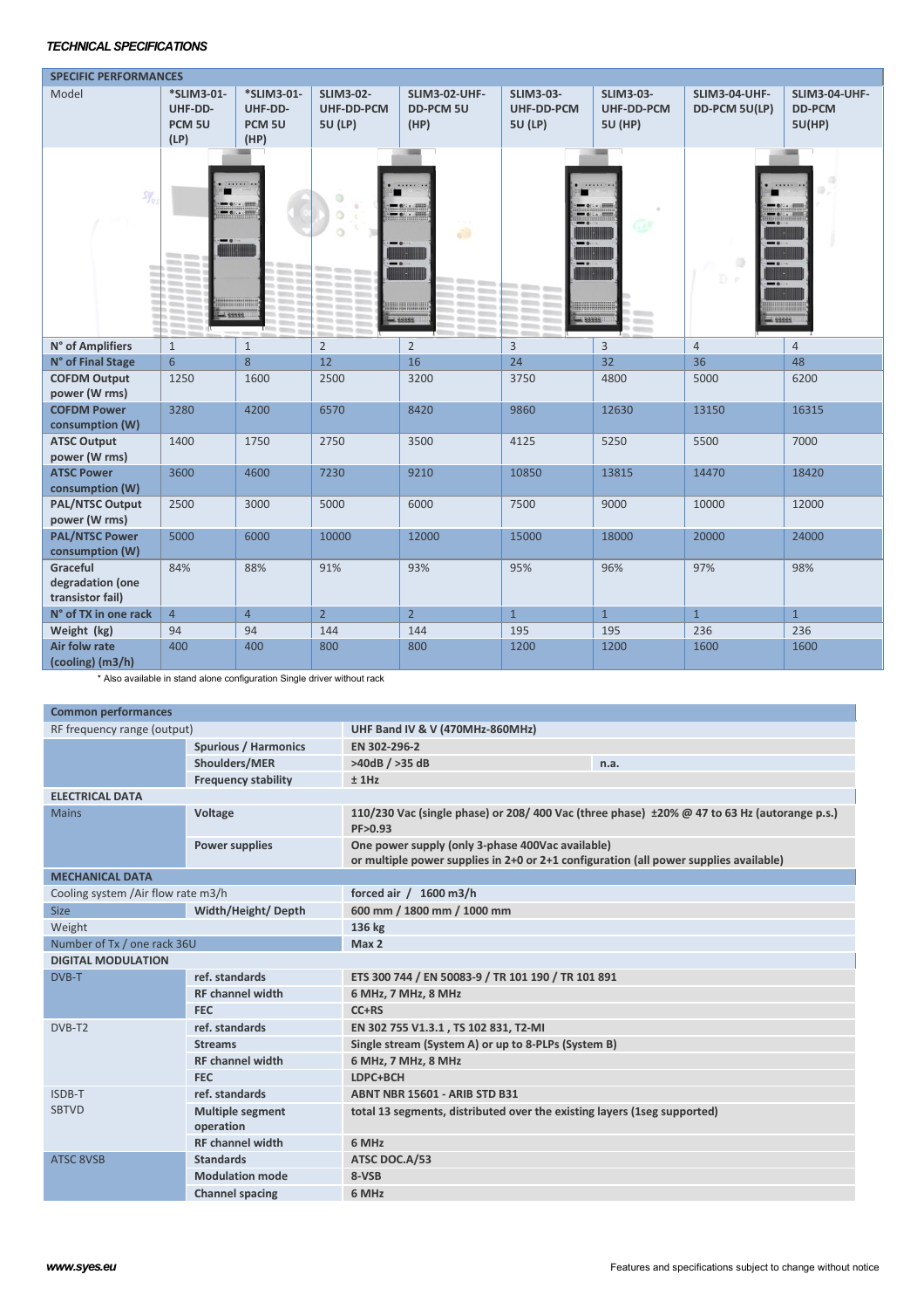***TECHNICAL SPECIFICATIONS***

| SPECIFIC PERFORMANCES | | | | | | | | |
|---|---|---|---|---|---|---|---|---|
| Model | *SLIM3-01-UHF-DD-PCM 5U (LP) | *SLIM3-01-UHF-DD-PCM 5U (HP) | SLIM3-02-UHF-DD-PCM 5U (LP) | SLIM3-02-UHF-DD-PCM 5U (HP) | SLIM3-03-UHF-DD-PCM 5U (LP) | SLIM3-03-UHF-DD-PCM 5U (HP) | SLIM3-04-UHF-DD-PCM 5U(LP) | SLIM3-04-UHF-DD-PCM 5U(HP) |
| N° of Amplifiers | 1 | 1 | 2 | 2 | 3 | 3 | 4 | 4 |
| N° of Final Stage | 6 | 8 | 12 | 16 | 24 | 32 | 36 | 48 |
| COFDM Output power (W rms) | 1250 | 1600 | 2500 | 3200 | 3750 | 4800 | 5000 | 6200 |
| COFDM Power consumption (W) | 3280 | 4200 | 6570 | 8420 | 9860 | 12630 | 13150 | 16315 |
| ATSC Output power (W rms) | 1400 | 1750 | 2750 | 3500 | 4125 | 5250 | 5500 | 7000 |
| ATSC Power consumption (W) | 3600 | 4600 | 7230 | 9210 | 10850 | 13815 | 14470 | 18420 |
| PAL/NTSC Output power (W rms) | 2500 | 3000 | 5000 | 6000 | 7500 | 9000 | 10000 | 12000 |
| PAL/NTSC Power consumption (W) | 5000 | 6000 | 10000 | 12000 | 15000 | 18000 | 20000 | 24000 |
| Graceful degradation (one transistor fail) | 84% | 88% | 91% | 93% | 95% | 96% | 97% | 98% |
| N° of TX in one rack | 4 | 4 | 2 | 2 | 1 | 1 | 1 | 1 |
| Weight (kg) | 94 | 94 | 144 | 144 | 195 | 195 | 236 | 236 |
| Air folw rate (cooling) (m3/h) | 400 | 400 | 800 | 800 | 1200 | 1200 | 1600 | 1600 |

\* Also available in stand alone configuration Single driver without rack

| Common performances | | | |
|---|---|---|---|
| RF frequency range (output) | | UHF Band IV & V (470MHz-860MHz) | |
| | Spurious / Harmonics | EN 302-296-2 | |
| | Shoulders/MER | >40dB / >35 dB | n.a. |
| | Frequency stability | ± 1Hz | |
| **ELECTRICAL DATA** | | | |
| Mains | Voltage | 110/230 Vac (single phase) or 208/ 400 Vac (three phase) ±20% @ 47 to 63 Hz (autorange p.s.) PF>0.93 | |
| | Power supplies | One power supply (only 3-phase 400Vac available) or multiple power supplies in 2+0 or 2+1 configuration (all power supplies available) | |
| **MECHANICAL DATA** | | | |
| Cooling system /Air flow rate m3/h | | forced air / 1600 m3/h | |
| Size | Width/Height/ Depth | 600 mm / 1800 mm / 1000 mm | |
| Weight | | 136 kg | |
| Number of Tx / one rack 36U | | Max 2 | |
| **DIGITAL MODULATION** | | | |
| DVB-T | ref. standards | ETS 300 744 / EN 50083-9 / TR 101 190 / TR 101 891 | |
| | RF channel width | 6 MHz, 7 MHz, 8 MHz | |
| | FEC | CC+RS | |
| DVB-T2 | ref. standards | EN 302 755 V1.3.1 , TS 102 831, T2-MI | |
| | Streams | Single stream (System A) or up to 8-PLPs (System B) | |
| | RF channel width | 6 MHz, 7 MHz, 8 MHz | |
| | FEC | LDPC+BCH | |
| ISDB-T SBTVD | ref. standards | ABNT NBR 15601 - ARIB STD B31 | |
| | Multiple segment operation | total 13 segments, distributed over the existing layers (1seg supported) | |
| | RF channel width | 6 MHz | |
| ATSC 8VSB | Standards | ATSC DOC.A/53 | |
| | Modulation mode | 8-VSB | |
| | Channel spacing | 6 MHz | |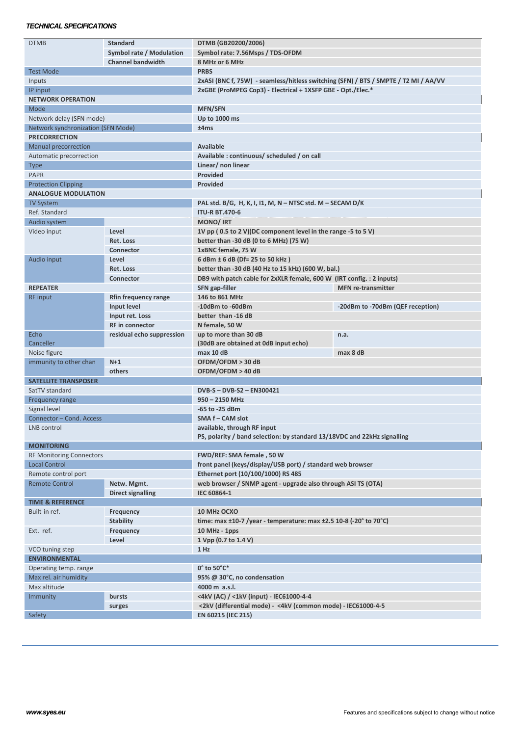*TECHNICAL SPECIFICATIONS*

| | | | |
|---|---|---|---|
| DTMB | Standard | DTMB (GB20200/2006) | |
| | Symbol rate / Modulation | Symbol rate: 7.56Msps / TDS-OFDM | |
| | Channel bandwidth | 8 MHz or 6 MHz | |
| Test Mode | | PRBS | |
| Inputs | | 2xASI (BNC f, 75W) - seamless/hitless switching (SFN) / BTS / SMPTE / T2 MI / AA/VV | |
| IP input | | 2xGBE (ProMPEG Cop3) - Electrical + 1XSFP GBE - Opt./Elec.* | |
| **NETWORK OPERATION** | | | |
| Mode | | MFN/SFN | |
| Network delay (SFN mode) | | Up to 1000 ms | |
| Network synchronization (SFN Mode) | | ±4ms | |
| **PRECORRECTION** | | | |
| Manual precorrection | | Available | |
| Automatic precorrection | | Available : continuous/ scheduled / on call | |
| Type | | Linear/ non linear | |
| PAPR | | Provided | |
| Protection Clipping | | Provided | |
| **ANALOGUE MODULATION** | | | |
| TV System | | PAL std. B/G, H, K, I, I1, M, N – NTSC std. M – SECAM D/K | |
| Ref. Standard | | ITU-R BT.470-6 | |
| Audio system | | MONO/ IRT | |
| Video input | Level | 1V pp ( 0.5 to 2 V)(DC component level in the range -5 to 5 V) | |
| | Ret. Loss | better than -30 dB (0 to 6 MHz) (75 W) | |
| | Connector | 1xBNC female, 75 W | |
| Audio input | Level | 6 dBm ± 6 dB (Df= 25 to 50 kHz ) | |
| | Ret. Loss | better than -30 dB (40 Hz to 15 kHz) (600 W, bal.) | |
| | Connector | DB9 with patch cable for 2xXLR female, 600 W (IRT config. : 2 inputs) | |
| **REPEATER** | | SFN gap-filler | MFN re-transmitter |
| RF input | Rfin frequency range | 146 to 861 MHz | |
| | Input level | -10dBm to -60dBm | -20dBm to -70dBm (QEF reception) |
| | Input ret. Loss | better than -16 dB | |
| | RF in connector | N female, 50 W | |
| Echo Canceller | residual echo suppression | up to more than 30 dB (30dB are obtained at 0dB input echo) | n.a. |
| Noise figure | | max 10 dB | max 8 dB |
| immunity to other chan | N+1 | OFDM/OFDM > 30 dB | |
| | others | OFDM/OFDM > 40 dB | |
| **SATELLITE TRANSPOSER** | | | |
| SatTV standard | | DVB-S – DVB-S2 – EN300421 | |
| Frequency range | | 950 – 2150 MHz | |
| Signal level | | -65 to -25 dBm | |
| Connector – Cond. Access | | SMA f – CAM slot | |
| LNB control | | available, through RF input<br>PS, polarity / band selection: by standard 13/18VDC and 22kHz signalling | |
| **MONITORING** | | | |
| RF Monitoring Connectors | | FWD/REF: SMA female , 50 W | |
| Local Control | | front panel (keys/display/USB port) / standard web browser | |
| Remote control port | | Ethernet port (10/100/1000) RS 485 | |
| Remote Control | Netw. Mgmt. | web browser / SNMP agent - upgrade also through ASI TS (OTA) | |
| | Direct signalling | IEC 60864-1 | |
| **TIME & REFERENCE** | | | |
| Built-in ref. | Frequency | 10 MHz OCXO | |
| | Stability | time: max ±10-7 /year - temperature: max ±2.5 10-8 (-20° to 70°C) | |
| Ext. ref. | Frequency | 10 MHz - 1pps | |
| | Level | 1 Vpp (0.7 to 1.4 V) | |
| VCO tuning step | | 1 Hz | |
| **ENVIRONMENTAL** | | | |
| Operating temp. range | | 0° to 50°C* | |
| Max rel. air humidity | | 95% @ 30°C, no condensation | |
| Max altitude | | 4000 m a.s.l. | |
| Immunity | bursts | <4kV (AC) / <1kV (input) - IEC61000-4-4 | |
| | surges | <2kV (differential mode) - <4kV (common mode) - IEC61000-4-5 | |
| Safety | | EN 60215 (IEC 215) | |

**www.syes.eu** Features and specifications subject to change without notice